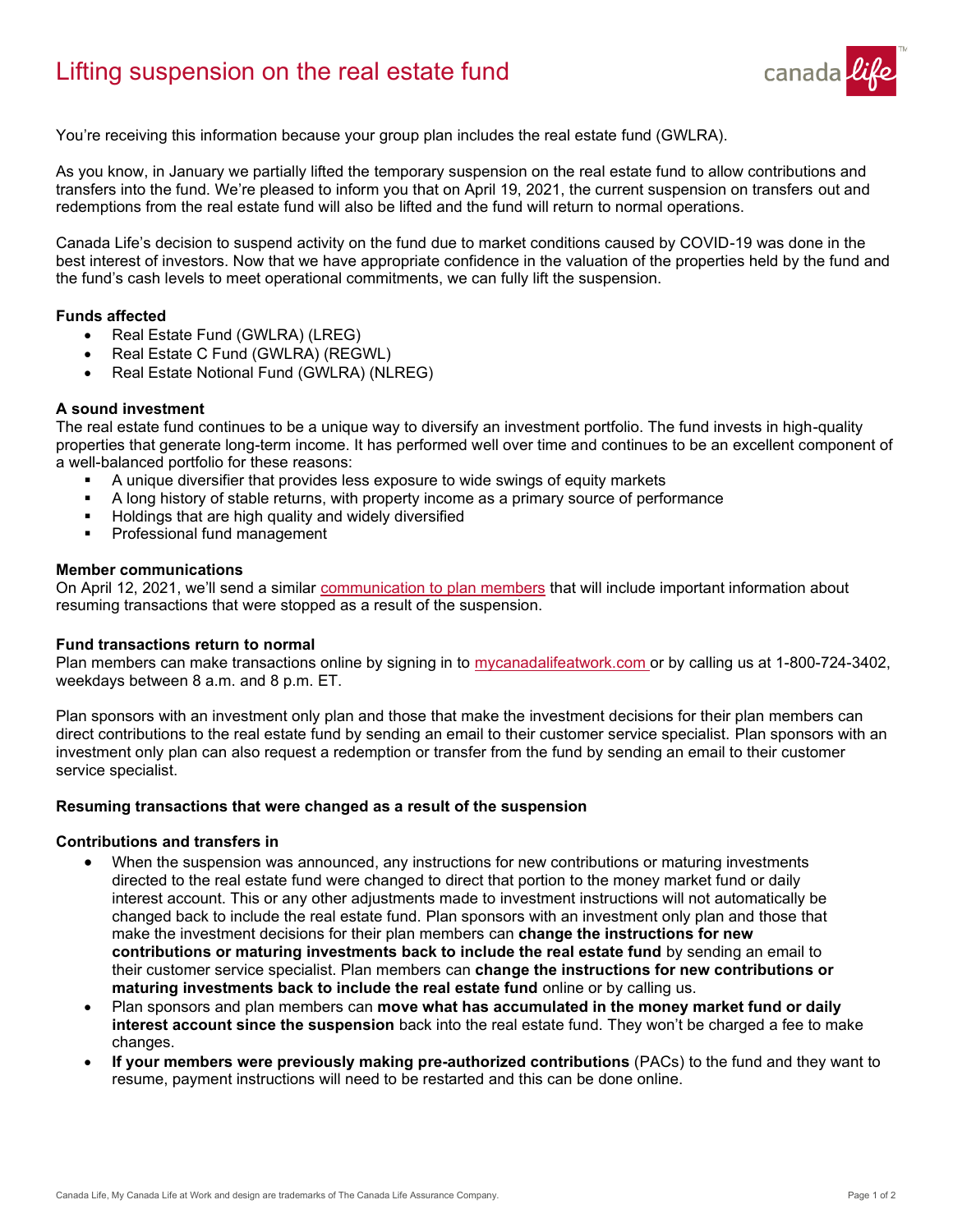# Lifting suspension on the real estate fund

You're receiving this information because your group plan includes the real estate fund (GWLRA).

As you know, in January we partially lifted the temporary suspension on the real estate fund to allow contributions and transfers into the fund. We're pleased to inform you that on April 19, 2021, the current suspension on transfers out and redemptions from the real estate fund will also be lifted and the fund will return to normal operations.

Canada Life's decision to suspend activity on the fund due to market conditions caused by COVID-19 was done in the best interest of investors. Now that we have appropriate confidence in the valuation of the properties held by the fund and the fund's cash levels to meet operational commitments, we can fully lift the suspension.

### Funds affected

- Real Estate Fund (GWLRA) (LREG)
- Real Estate C Fund (GWLRA) (REGWL)
- Real Estate Notional Fund (GWLRA) (NLREG)

### A sound investment

The real estate fund continues to be a unique way to diversify an investment portfolio. The fund invests in high-quality properties that generate long-term income. It has performed well over time and continues to be an excellent component of a well-balanced portfolio for these reasons:

- A unique diversifier that provides less exposure to wide swings of equity markets
- A long history of stable returns, with property income as a primary source of performance
- Holdings that are high quality and widely diversified
- Professional fund management

### Member communications

On April 12, 2021, we'll send a similar communication to plan members that will include important information about resuming transactions that were stopped as a result of the suspension.

### Fund transactions return to normal

Plan members can make transactions online by signing in to mycanadalifeatwork.com or by calling us at 1-800-724-3402, weekdays between 8 a.m. and 8 p.m. ET.

Plan sponsors with an investment only plan and those that make the investment decisions for their plan members can direct contributions to the real estate fund by sending an email to their customer service specialist. Plan sponsors with an investment only plan can also request a redemption or transfer from the fund by sending an email to their customer service specialist.

### Resuming transactions that were changed as a result of the suspension

### Contributions and transfers in

- When the suspension was announced, any instructions for new contributions or maturing investments directed to the real estate fund were changed to direct that portion to the money market fund or daily interest account. This or any other adjustments made to investment instructions will not automatically be changed back to include the real estate fund. Plan sponsors with an investment only plan and those that make the investment decisions for their plan members can **change the instructions for new contributions or maturing investments back to include the real estate fund** by sending an email to their customer service specialist. Plan members can **change the instructions for new contributions or maturing investments back to include the real estate fund** online or by calling us.
- Plan sponsors and plan members can **move what has accumulated in the money market fund or daily interest account since the suspension** back into the real estate fund. They won't be charged a fee to make changes.
- **If your members were previously making pre-authorized contributions** (PACs) to the fund and they want to resume, payment instructions will need to be restarted and this can be done online.

Canada Life, My Canada Life at Work and design are trademarks of The Canada Life Assurance Company.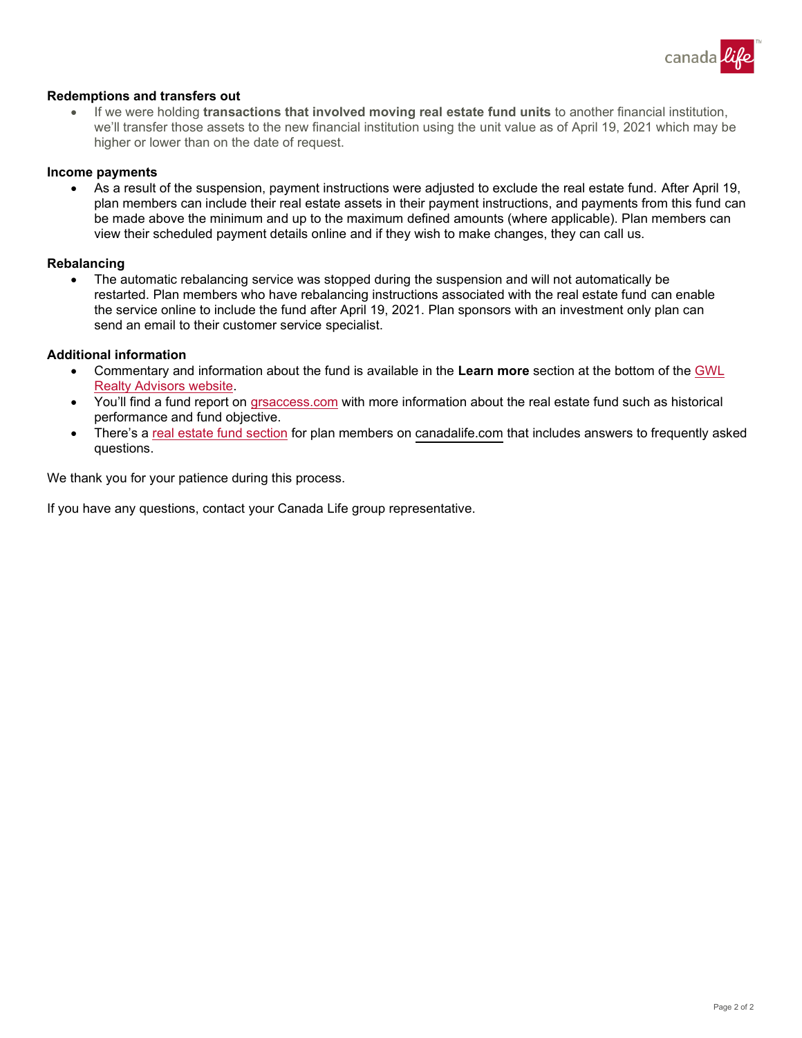### Redemptions and transfers out

- If we were holding **transactions that involved moving real estate fund units** to another financial institution, we'll transfer those assets to the new financial institution using the unit value as of April 19, 2021 which may be higher or lower than on the date of request.

### Income payments

- As a result of the suspension, payment instructions were adjusted to exclude the real estate fund. After April 19, plan members can include their real estate assets in their payment instructions, and payments from this fund can be made above the minimum and up to the maximum defined amounts (where applicable). Plan members can view their scheduled payment details online and if they wish to make changes, they can call us.

### Rebalancing

- The automatic rebalancing service was stopped during the suspension and will not automatically be restarted. Plan members who have rebalancing instructions associated with the real estate fund can enable the service online to include the fund after April 19, 2021. Plan sponsors with an investment only plan can send an email to their customer service specialist.

### Additional information

- Commentary and information about the fund is available in the **Learn more** section at the bottom of the GWL Realty Advisors website.
- You'll find a fund report on grsaccess.com with more information about the real estate fund such as historical performance and fund objective.
- There's a real estate fund section for plan members on canadalife.com that includes answers to frequently asked questions.

We thank you for your patience during this process.

If you have any questions, contact your Canada Life group representative.